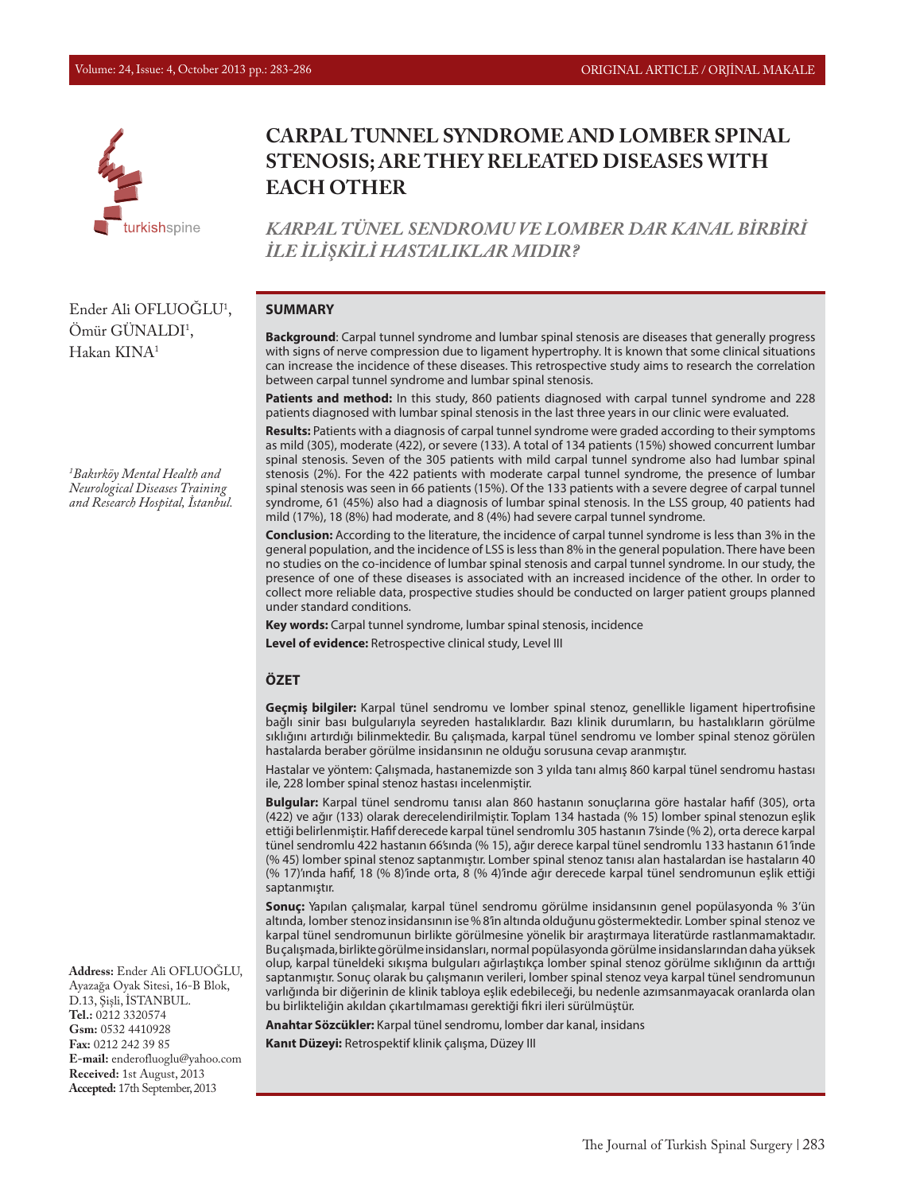# CARPAL TUNNEL SYNDROME AND LOMBER SPINAL STENOSIS; ARE THEY RELEATED DISEASES WITH EACH OTHER

## *KARPAL TÜNEL SENDROMU VE LOMBER DAR KANAL BİRBİRİ İLE İLİŞKİLİ HASTALIKLAR MIDIR?*

Ender Ali OFLUOĞLU[1], Ömür GÜNALDI[1], Hakan KINA[1]

*[1]Bakırköy Mental Health and Neurological Diseases Training and Research Hospital, İstanbul.*

### SUMMARY

**Background**: Carpal tunnel syndrome and lumbar spinal stenosis are diseases that generally progress with signs of nerve compression due to ligament hypertrophy. It is known that some clinical situations can increase the incidence of these diseases. This retrospective study aims to research the correlation between carpal tunnel syndrome and lumbar spinal stenosis.

**Patients and method:** In this study, 860 patients diagnosed with carpal tunnel syndrome and 228 patients diagnosed with lumbar spinal stenosis in the last three years in our clinic were evaluated.

**Results:** Patients with a diagnosis of carpal tunnel syndrome were graded according to their symptoms as mild (305), moderate (422), or severe (133). A total of 134 patients (15%) showed concurrent lumbar spinal stenosis. Seven of the 305 patients with mild carpal tunnel syndrome also had lumbar spinal stenosis (2%). For the 422 patients with moderate carpal tunnel syndrome, the presence of lumbar spinal stenosis was seen in 66 patients (15%). Of the 133 patients with a severe degree of carpal tunnel syndrome, 61 (45%) also had a diagnosis of lumbar spinal stenosis. In the LSS group, 40 patients had mild (17%), 18 (8%) had moderate, and 8 (4%) had severe carpal tunnel syndrome.

**Conclusion:** According to the literature, the incidence of carpal tunnel syndrome is less than 3% in the general population, and the incidence of LSS is less than 8% in the general population. There have been no studies on the co-incidence of lumbar spinal stenosis and carpal tunnel syndrome. In our study, the presence of one of these diseases is associated with an increased incidence of the other. In order to collect more reliable data, prospective studies should be conducted on larger patient groups planned under standard conditions.

**Key words:** Carpal tunnel syndrome, lumbar spinal stenosis, incidence

**Level of evidence:** Retrospective clinical study, Level III

### ÖZET

**Geçmiş bilgiler:** Karpal tünel sendromu ve lomber spinal stenoz, genellikle ligament hipertrofisine bağlı sinir bası bulgularıyla seyreden hastalıklardır. Bazı klinik durumların, bu hastalıkların görülme sıklığını artırdığı bilinmektedir. Bu çalışmada, karpal tünel sendromu ve lomber spinal stenoz görülen hastalarda beraber görülme insidansının ne olduğu sorusuna cevap aranmıştır.

Hastalar ve yöntem: Çalışmada, hastanemizde son 3 yılda tanı almış 860 karpal tünel sendromu hastası ile, 228 lomber spinal stenoz hastası incelenmiştir.

**Bulgular:** Karpal tünel sendromu tanısı alan 860 hastanın sonuçlarına göre hastalar hafif (305), orta (422) ve ağır (133) olarak derecelendirilmiştir. Toplam 134 hastada (% 15) lomber spinal stenozun eşlik ettiği belirlenmiştir. Hafif derecede karpal tünel sendromlu 305 hastanın 7'sinde (% 2), orta derece karpal tünel sendromlu 422 hastanın 66'sında (% 15), ağır derece karpal tünel sendromlu 133 hastanın 61'inde (% 45) lomber spinal stenoz saptanmıştır. Lomber spinal stenoz tanısı alan hastalardan ise hastaların 40 (% 17)'ında hafif, 18 (% 8)'inde orta, 8 (% 4)'inde ağır derecede karpal tünel sendromunun eşlik ettiği saptanmıştır.

**Sonuç:** Yapılan çalışmalar, karpal tünel sendromu görülme insidansının genel popülasyonda % 3'ün altında, lomber stenoz insidansının ise % 8'in altında olduğunu göstermektedir. Lomber spinal stenoz ve karpal tünel sendromunun birlikte görülmesine yönelik bir araştırmaya literatürde rastlanmamaktadır. Bu çalışmada, birlikte görülme insidansları, normal popülasyonda görülme insidanslarından daha yüksek olup, karpal tüneldeki sıkışma bulguları ağırlaştıkça lomber spinal stenoz görülme sıklığının da arttığı saptanmıştır. Sonuç olarak bu çalışmanın verileri, lomber spinal stenoz veya karpal tünel sendromunun varlığında bir diğerinin de klinik tabloya eşlik edebileceği, bu nedenle azımsanmayacak oranlarda olan bu birlikteliğin akıldan çıkartılmaması gerektiği fikri ileri sürülmüştür.

**Anahtar Sözcükler:** Karpal tünel sendromu, lomber dar kanal, insidans

**Kanıt Düzeyi:** Retrospektif klinik çalışma, Düzey III

**Address:** Ender Ali OFLUOĞLU, Ayazağa Oyak Sitesi, 16-B Blok, D.13, Şişli, İSTANBUL.
**Tel.:** 0212 3320574
**Gsm:** 0532 4410928
**Fax:** 0212 242 39 85
**E-mail:** enderofluoglu@yahoo.com
**Received:** 1st August, 2013
**Accepted:** 17th September, 2013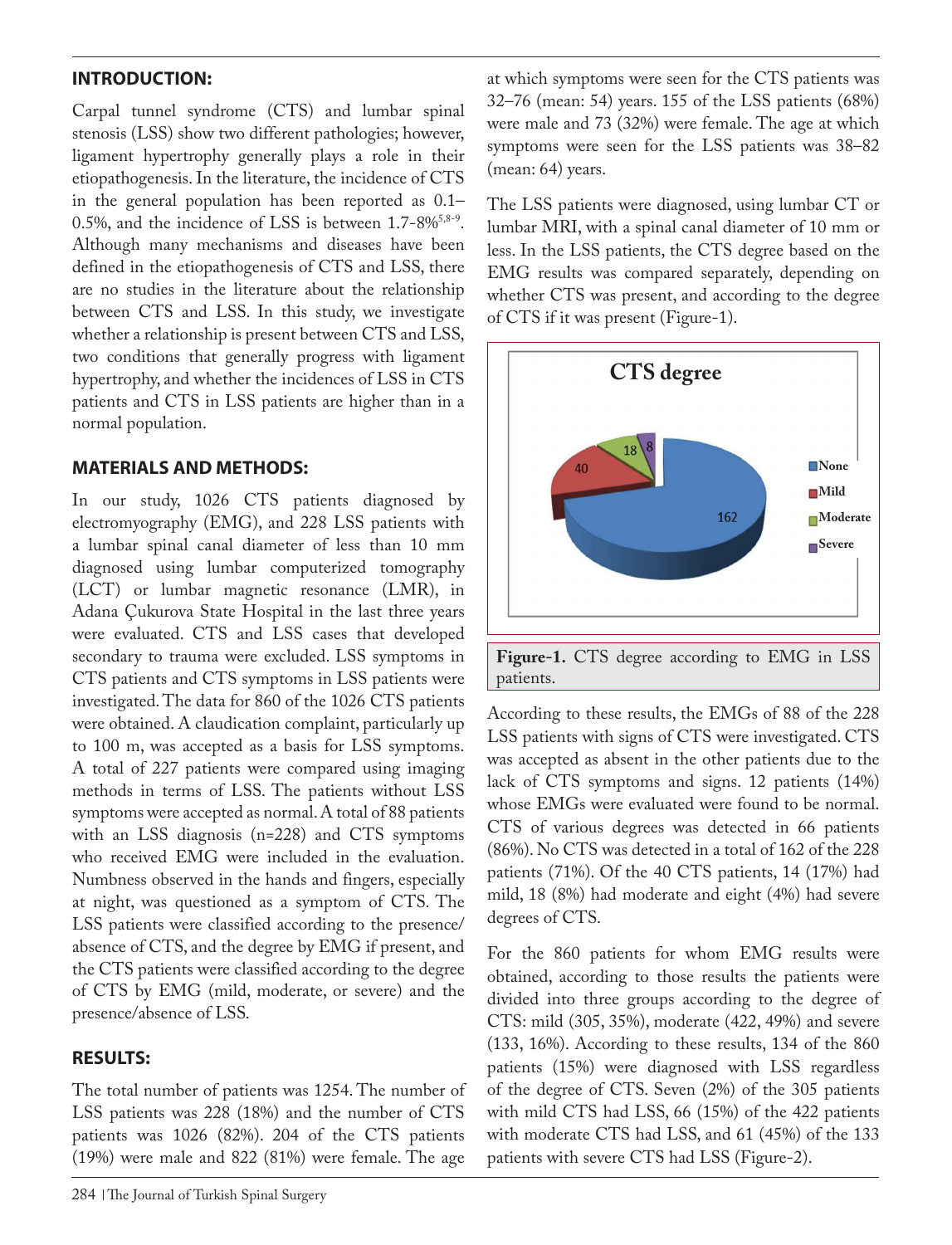## INTRODUCTION:

Carpal tunnel syndrome (CTS) and lumbar spinal stenosis (LSS) show two different pathologies; however, ligament hypertrophy generally plays a role in their etiopathogenesis. In the literature, the incidence of CTS in the general population has been reported as 0.1–0.5%, and the incidence of LSS is between 1.7-8%[5,8-9]. Although many mechanisms and diseases have been defined in the etiopathogenesis of CTS and LSS, there are no studies in the literature about the relationship between CTS and LSS. In this study, we investigate whether a relationship is present between CTS and LSS, two conditions that generally progress with ligament hypertrophy, and whether the incidences of LSS in CTS patients and CTS in LSS patients are higher than in a normal population.

## MATERIALS AND METHODS:

In our study, 1026 CTS patients diagnosed by electromyography (EMG), and 228 LSS patients with a lumbar spinal canal diameter of less than 10 mm diagnosed using lumbar computerized tomography (LCT) or lumbar magnetic resonance (LMR), in Adana Çukurova State Hospital in the last three years were evaluated. CTS and LSS cases that developed secondary to trauma were excluded. LSS symptoms in CTS patients and CTS symptoms in LSS patients were investigated. The data for 860 of the 1026 CTS patients were obtained. A claudication complaint, particularly up to 100 m, was accepted as a basis for LSS symptoms. A total of 227 patients were compared using imaging methods in terms of LSS. The patients without LSS symptoms were accepted as normal. A total of 88 patients with an LSS diagnosis (n=228) and CTS symptoms who received EMG were included in the evaluation. Numbness observed in the hands and fingers, especially at night, was questioned as a symptom of CTS. The LSS patients were classified according to the presence/absence of CTS, and the degree by EMG if present, and the CTS patients were classified according to the degree of CTS by EMG (mild, moderate, or severe) and the presence/absence of LSS.

## RESULTS:

The total number of patients was 1254. The number of LSS patients was 228 (18%) and the number of CTS patients was 1026 (82%). 204 of the CTS patients (19%) were male and 822 (81%) were female. The age at which symptoms were seen for the CTS patients was 32–76 (mean: 54) years. 155 of the LSS patients (68%) were male and 73 (32%) were female. The age at which symptoms were seen for the LSS patients was 38–82 (mean: 64) years.

The LSS patients were diagnosed, using lumbar CT or lumbar MRI, with a spinal canal diameter of 10 mm or less. In the LSS patients, the CTS degree based on the EMG results was compared separately, depending on whether CTS was present, and according to the degree of CTS if it was present (Figure-1).

**CTS degree**

| Degree | n |
|---|---|
| None | 162 |
| Mild | 40 |
| Moderate | 18 |
| Severe | 8 |

**Figure-1.** CTS degree according to EMG in LSS patients.

According to these results, the EMGs of 88 of the 228 LSS patients with signs of CTS were investigated. CTS was accepted as absent in the other patients due to the lack of CTS symptoms and signs. 12 patients (14%) whose EMGs were evaluated were found to be normal. CTS of various degrees was detected in 66 patients (86%). No CTS was detected in a total of 162 of the 228 patients (71%). Of the 40 CTS patients, 14 (17%) had mild, 18 (8%) had moderate and eight (4%) had severe degrees of CTS.

For the 860 patients for whom EMG results were obtained, according to those results the patients were divided into three groups according to the degree of CTS: mild (305, 35%), moderate (422, 49%) and severe (133, 16%). According to these results, 134 of the 860 patients (15%) were diagnosed with LSS regardless of the degree of CTS. Seven (2%) of the 305 patients with mild CTS had LSS, 66 (15%) of the 422 patients with moderate CTS had LSS, and 61 (45%) of the 133 patients with severe CTS had LSS (Figure-2).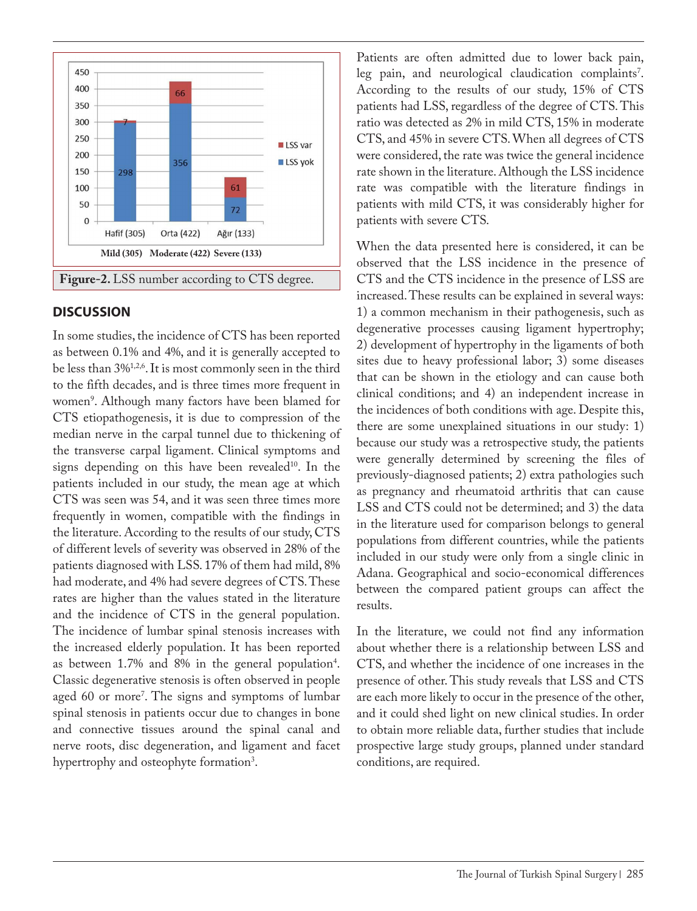Figure-2. LSS number according to CTS degree.

## DISCUSSION

In some studies, the incidence of CTS has been reported as between 0.1% and 4%, and it is generally accepted to be less than 3%[1,2,6]. It is most commonly seen in the third to the fifth decades, and is three times more frequent in women[9]. Although many factors have been blamed for CTS etiopathogenesis, it is due to compression of the median nerve in the carpal tunnel due to thickening of the transverse carpal ligament. Clinical symptoms and signs depending on this have been revealed[10]. In the patients included in our study, the mean age at which CTS was seen was 54, and it was seen three times more frequently in women, compatible with the findings in the literature. According to the results of our study, CTS of different levels of severity was observed in 28% of the patients diagnosed with LSS. 17% of them had mild, 8% had moderate, and 4% had severe degrees of CTS. These rates are higher than the values stated in the literature and the incidence of CTS in the general population. The incidence of lumbar spinal stenosis increases with the increased elderly population. It has been reported as between 1.7% and 8% in the general population[4]. Classic degenerative stenosis is often observed in people aged 60 or more[7]. The signs and symptoms of lumbar spinal stenosis in patients occur due to changes in bone and connective tissues around the spinal canal and nerve roots, disc degeneration, and ligament and facet hypertrophy and osteophyte formation[3].

Patients are often admitted due to lower back pain, leg pain, and neurological claudication complaints[7]. According to the results of our study, 15% of CTS patients had LSS, regardless of the degree of CTS. This ratio was detected as 2% in mild CTS, 15% in moderate CTS, and 45% in severe CTS. When all degrees of CTS were considered, the rate was twice the general incidence rate shown in the literature. Although the LSS incidence rate was compatible with the literature findings in patients with mild CTS, it was considerably higher for patients with severe CTS.

When the data presented here is considered, it can be observed that the LSS incidence in the presence of CTS and the CTS incidence in the presence of LSS are increased. These results can be explained in several ways: 1) a common mechanism in their pathogenesis, such as degenerative processes causing ligament hypertrophy; 2) development of hypertrophy in the ligaments of both sites due to heavy professional labor; 3) some diseases that can be shown in the etiology and can cause both clinical conditions; and 4) an independent increase in the incidences of both conditions with age. Despite this, there are some unexplained situations in our study: 1) because our study was a retrospective study, the patients were generally determined by screening the files of previously-diagnosed patients; 2) extra pathologies such as pregnancy and rheumatoid arthritis that can cause LSS and CTS could not be determined; and 3) the data in the literature used for comparison belongs to general populations from different countries, while the patients included in our study were only from a single clinic in Adana. Geographical and socio-economical differences between the compared patient groups can affect the results.

In the literature, we could not find any information about whether there is a relationship between LSS and CTS, and whether the incidence of one increases in the presence of other. This study reveals that LSS and CTS are each more likely to occur in the presence of the other, and it could shed light on new clinical studies. In order to obtain more reliable data, further studies that include prospective large study groups, planned under standard conditions, are required.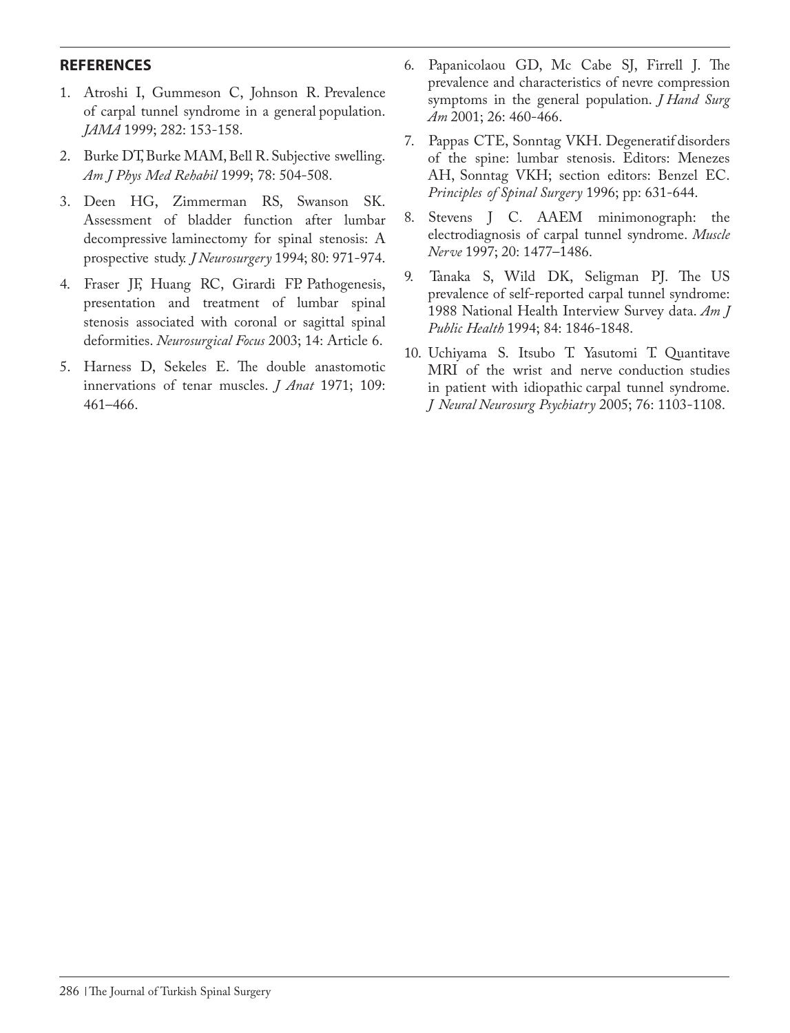## REFERENCES

1. Atroshi I, Gummeson C, Johnson R. Prevalence of carpal tunnel syndrome in a general population. *JAMA* 1999; 282: 153-158.
2. Burke DT, Burke MAM, Bell R. Subjective swelling. *Am J Phys Med Rehabil* 1999; 78: 504-508.
3. Deen HG, Zimmerman RS, Swanson SK. Assessment of bladder function after lumbar decompressive laminectomy for spinal stenosis: A prospective study. *J Neurosurgery* 1994; 80: 971-974.
4. Fraser JF, Huang RC, Girardi FP. Pathogenesis, presentation and treatment of lumbar spinal stenosis associated with coronal or sagittal spinal deformities. *Neurosurgical Focus* 2003; 14: Article 6.
5. Harness D, Sekeles E. The double anastomotic innervations of tenar muscles. *J Anat* 1971; 109: 461–466.
6. Papanicolaou GD, Mc Cabe SJ, Firrell J. The prevalence and characteristics of nevre compression symptoms in the general population. *J Hand Surg Am* 2001; 26: 460-466.
7. Pappas CTE, Sonntag VKH. Degeneratif disorders of the spine: lumbar stenosis. Editors: Menezes AH, Sonntag VKH; section editors: Benzel EC. *Principles of Spinal Surgery* 1996; pp: 631-644.
8. Stevens J C. AAEM minimonograph: the electrodiagnosis of carpal tunnel syndrome. *Muscle Nerve* 1997; 20: 1477–1486.
9. Tanaka S, Wild DK, Seligman PJ. The US prevalence of self-reported carpal tunnel syndrome: 1988 National Health Interview Survey data. *Am J Public Health* 1994; 84: 1846-1848.
10. Uchiyama S. Itsubo T. Yasutomi T. Quantitave MRI of the wrist and nerve conduction studies in patient with idiopathic carpal tunnel syndrome. *J Neural Neurosurg Psychiatry* 2005; 76: 1103-1108.